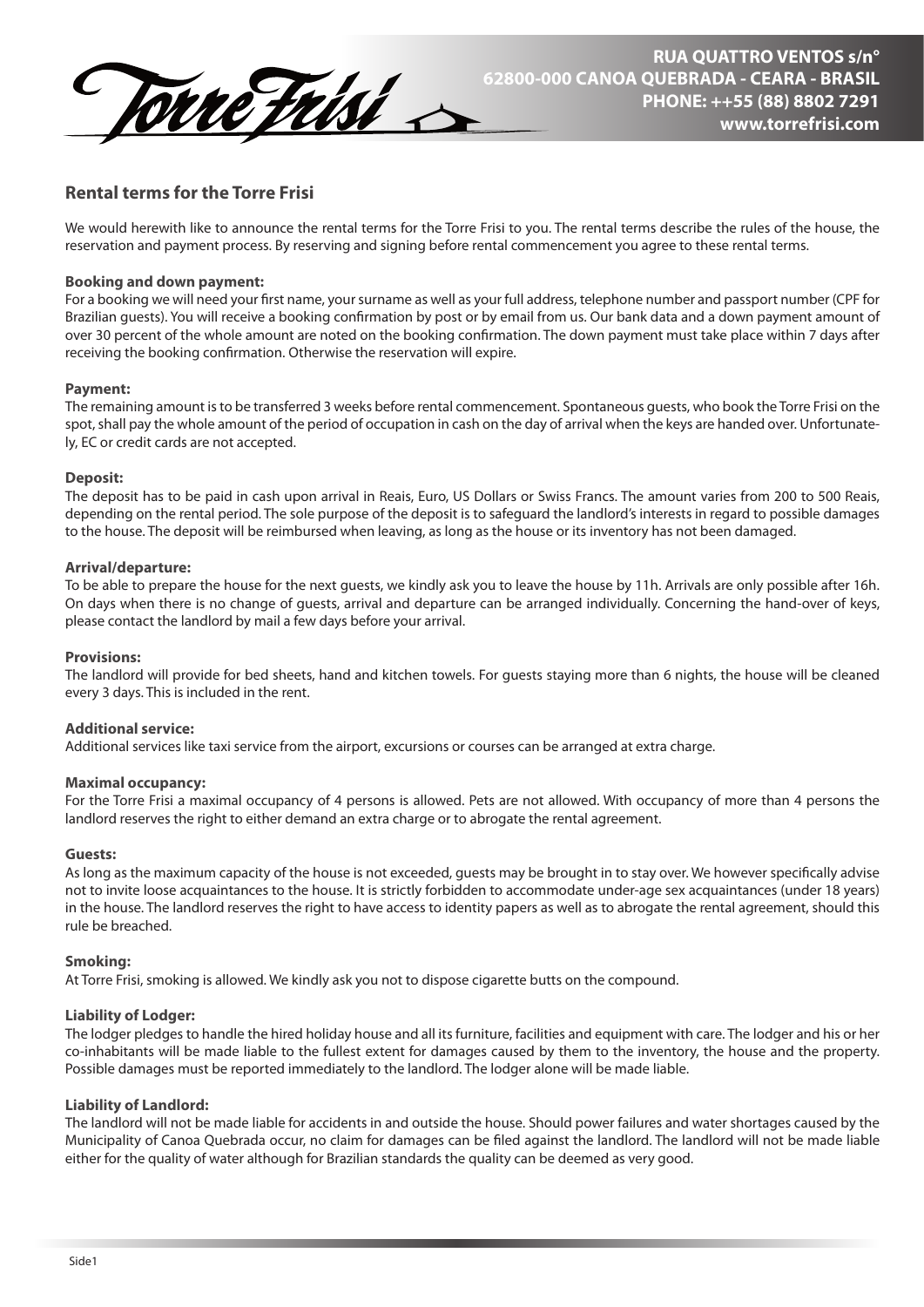Torre Frisi

**RUA QUATTRO VENTOS s/n°**
**62800-000 CANOA QUEBRADA - CEARA - BRASIL**
**PHONE: ++55 (88) 8802 7291**
**www.torrefrisi.com**

## Rental terms for the Torre Frisi

We would herewith like to announce the rental terms for the Torre Frisi to you. The rental terms describe the rules of the house, the reservation and payment process. By reserving and signing before rental commencement you agree to these rental terms.

**Booking and down payment:**
For a booking we will need your first name, your surname as well as your full address, telephone number and passport number (CPF for Brazilian guests). You will receive a booking confirmation by post or by email from us. Our bank data and a down payment amount of over 30 percent of the whole amount are noted on the booking confirmation. The down payment must take place within 7 days after receiving the booking confirmation. Otherwise the reservation will expire.

**Payment:**
The remaining amount is to be transferred 3 weeks before rental commencement. Spontaneous guests, who book the Torre Frisi on the spot, shall pay the whole amount of the period of occupation in cash on the day of arrival when the keys are handed over. Unfortunately, EC or credit cards are not accepted.

**Deposit:**
The deposit has to be paid in cash upon arrival in Reais, Euro, US Dollars or Swiss Francs. The amount varies from 200 to 500 Reais, depending on the rental period. The sole purpose of the deposit is to safeguard the landlord's interests in regard to possible damages to the house. The deposit will be reimbursed when leaving, as long as the house or its inventory has not been damaged.

**Arrival/departure:**
To be able to prepare the house for the next guests, we kindly ask you to leave the house by 11h. Arrivals are only possible after 16h. On days when there is no change of guests, arrival and departure can be arranged individually. Concerning the hand-over of keys, please contact the landlord by mail a few days before your arrival.

**Provisions:**
The landlord will provide for bed sheets, hand and kitchen towels. For guests staying more than 6 nights, the house will be cleaned every 3 days. This is included in the rent.

**Additional service:**
Additional services like taxi service from the airport, excursions or courses can be arranged at extra charge.

**Maximal occupancy:**
For the Torre Frisi a maximal occupancy of 4 persons is allowed. Pets are not allowed. With occupancy of more than 4 persons the landlord reserves the right to either demand an extra charge or to abrogate the rental agreement.

**Guests:**
As long as the maximum capacity of the house is not exceeded, guests may be brought in to stay over. We however specifically advise not to invite loose acquaintances to the house. It is strictly forbidden to accommodate under-age sex acquaintances (under 18 years) in the house. The landlord reserves the right to have access to identity papers as well as to abrogate the rental agreement, should this rule be breached.

**Smoking:**
At Torre Frisi, smoking is allowed. We kindly ask you not to dispose cigarette butts on the compound.

**Liability of Lodger:**
The lodger pledges to handle the hired holiday house and all its furniture, facilities and equipment with care. The lodger and his or her co-inhabitants will be made liable to the fullest extent for damages caused by them to the inventory, the house and the property. Possible damages must be reported immediately to the landlord. The lodger alone will be made liable.

**Liability of Landlord:**
The landlord will not be made liable for accidents in and outside the house. Should power failures and water shortages caused by the Municipality of Canoa Quebrada occur, no claim for damages can be filed against the landlord. The landlord will not be made liable either for the quality of water although for Brazilian standards the quality can be deemed as very good.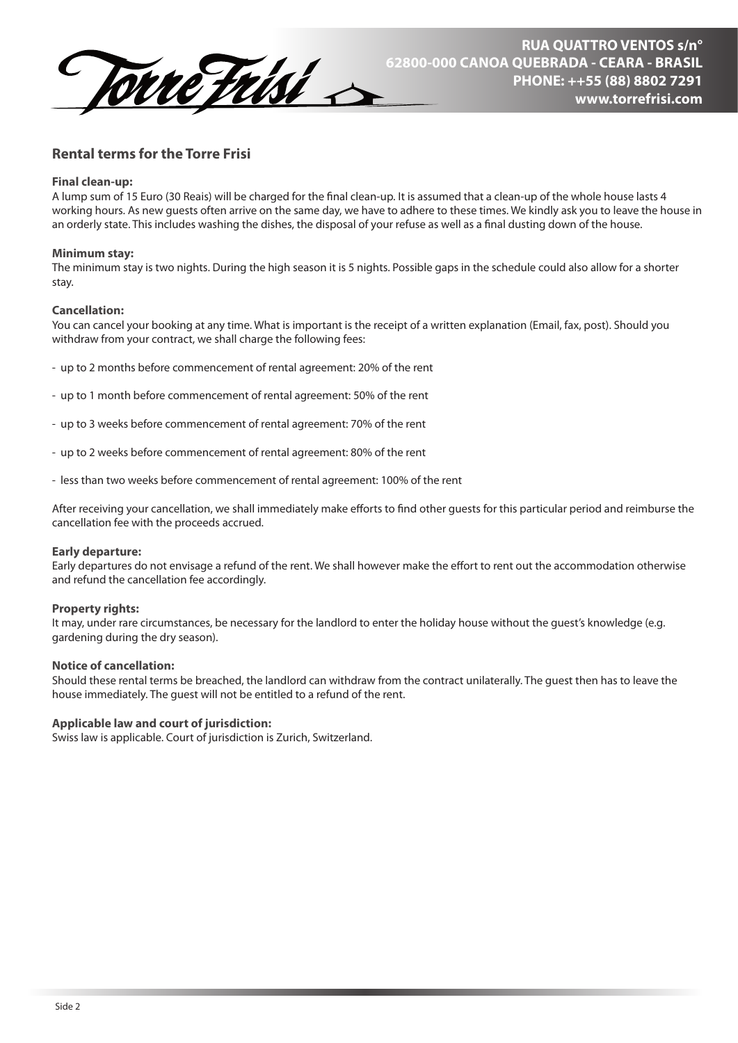Torre Frisi

**RUA QUATTRO VENTOS s/n°**
**62800-000 CANOA QUEBRADA - CEARA - BRASIL**
**PHONE: ++55 (88) 8802 7291**
**www.torrefrisi.com**

## Rental terms for the Torre Frisi

**Final clean-up:**
A lump sum of 15 Euro (30 Reais) will be charged for the final clean-up. It is assumed that a clean-up of the whole house lasts 4 working hours. As new guests often arrive on the same day, we have to adhere to these times. We kindly ask you to leave the house in an orderly state. This includes washing the dishes, the disposal of your refuse as well as a final dusting down of the house.

**Minimum stay:**
The minimum stay is two nights. During the high season it is 5 nights. Possible gaps in the schedule could also allow for a shorter stay.

**Cancellation:**
You can cancel your booking at any time. What is important is the receipt of a written explanation (Email, fax, post). Should you withdraw from your contract, we shall charge the following fees:

- up to 2 months before commencement of rental agreement: 20% of the rent
- up to 1 month before commencement of rental agreement: 50% of the rent
- up to 3 weeks before commencement of rental agreement: 70% of the rent
- up to 2 weeks before commencement of rental agreement: 80% of the rent
- less than two weeks before commencement of rental agreement: 100% of the rent

After receiving your cancellation, we shall immediately make efforts to find other guests for this particular period and reimburse the cancellation fee with the proceeds accrued.

**Early departure:**
Early departures do not envisage a refund of the rent. We shall however make the effort to rent out the accommodation otherwise and refund the cancellation fee accordingly.

**Property rights:**
It may, under rare circumstances, be necessary for the landlord to enter the holiday house without the guest's knowledge (e.g. gardening during the dry season).

**Notice of cancellation:**
Should these rental terms be breached, the landlord can withdraw from the contract unilaterally. The guest then has to leave the house immediately. The guest will not be entitled to a refund of the rent.

**Applicable law and court of jurisdiction:**
Swiss law is applicable. Court of jurisdiction is Zurich, Switzerland.